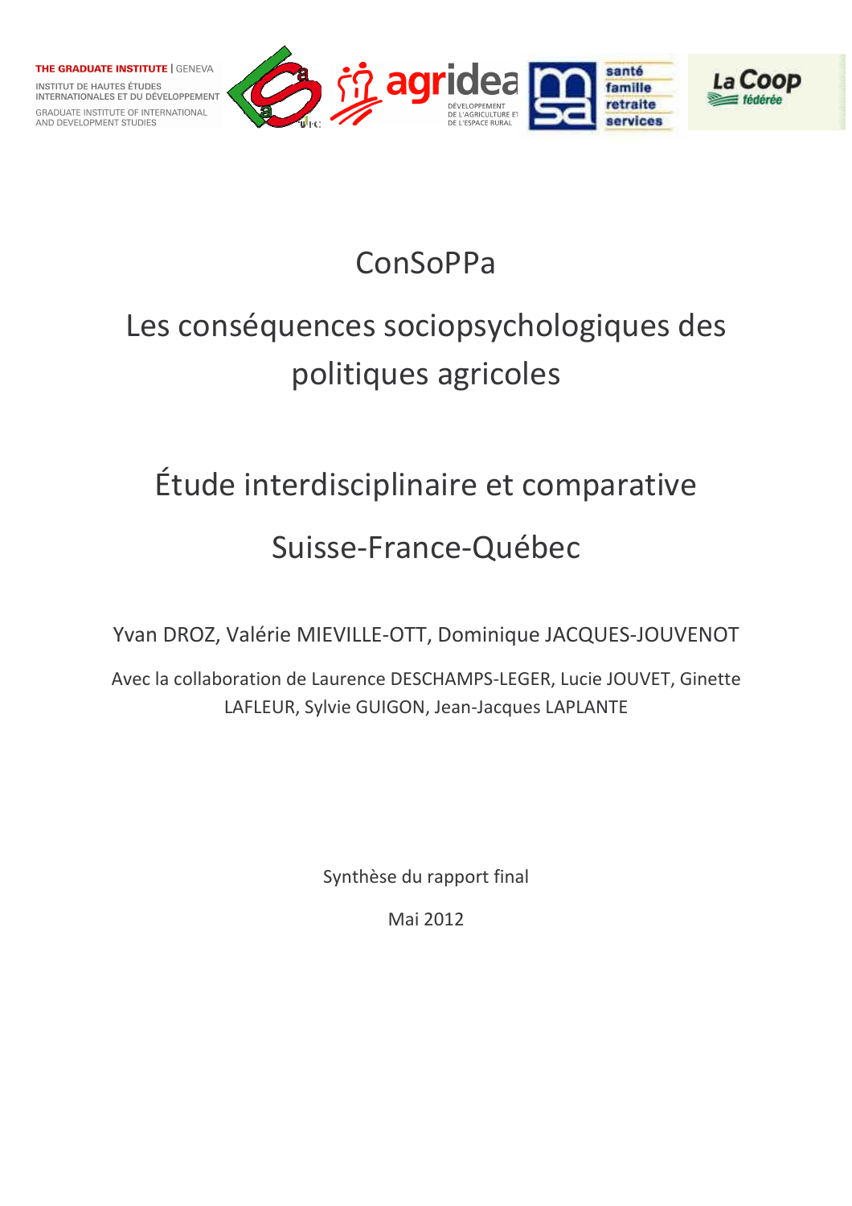# ConSoPPa

# Les conséquences sociopsychologiques des politiques agricoles

## Étude interdisciplinaire et comparative

## Suisse-France-Québec

Yvan DROZ, Valérie MIEVILLE-OTT, Dominique JACQUES-JOUVENOT

Avec la collaboration de Laurence DESCHAMPS-LEGER, Lucie JOUVET, Ginette LAFLEUR, Sylvie GUIGON, Jean-Jacques LAPLANTE

Synthèse du rapport final

Mai 2012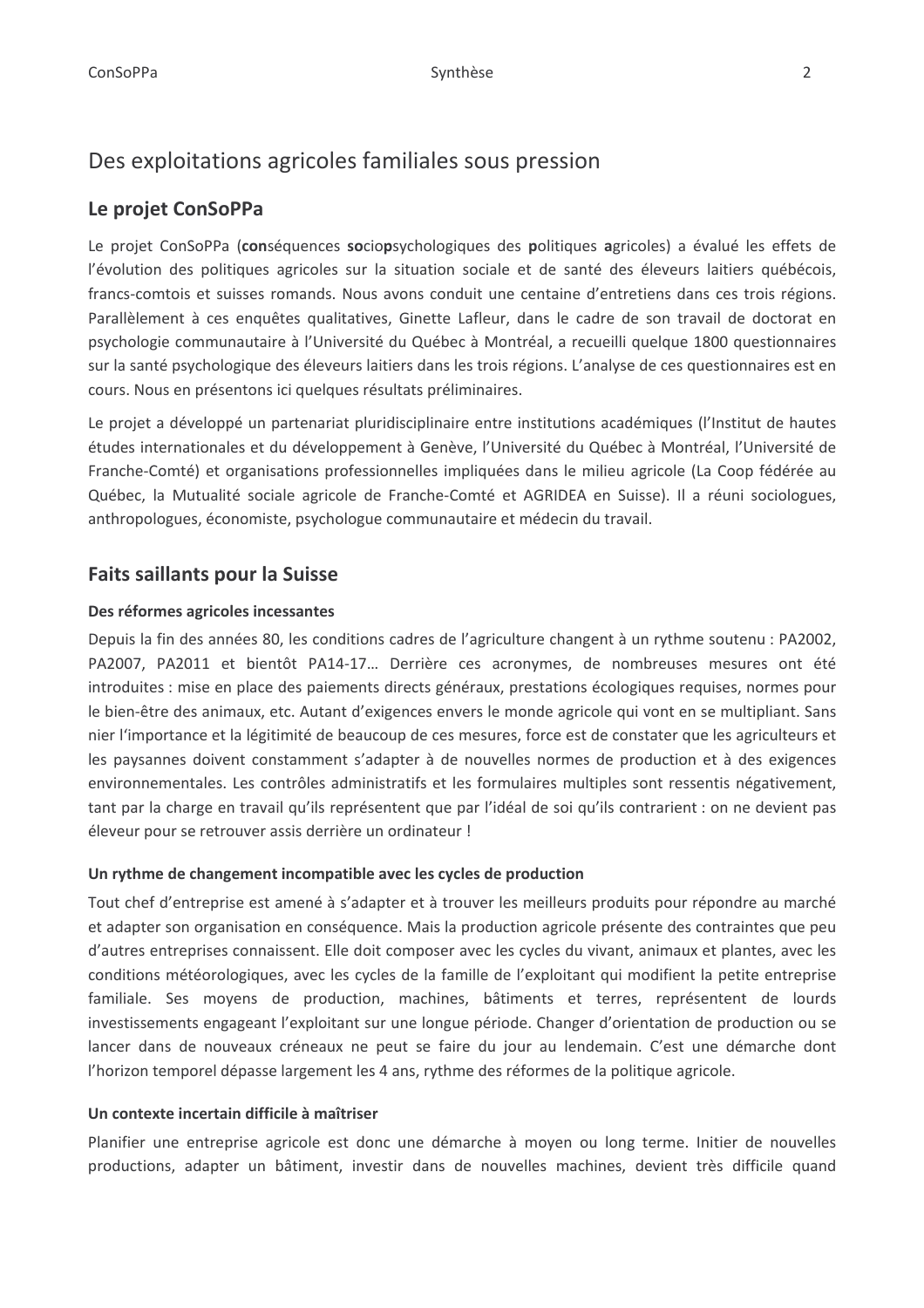# Des exploitations agricoles familiales sous pression

## Le projet ConSoPPa

Le projet ConSoPPa (**con**séquences **so**cio**p**sychologiques des **p**olitiques **a**gricoles) a évalué les effets de l'évolution des politiques agricoles sur la situation sociale et de santé des éleveurs laitiers québécois, francs-comtois et suisses romands. Nous avons conduit une centaine d'entretiens dans ces trois régions. Parallèlement à ces enquêtes qualitatives, Ginette Lafleur, dans le cadre de son travail de doctorat en psychologie communautaire à l'Université du Québec à Montréal, a recueilli quelque 1800 questionnaires sur la santé psychologique des éleveurs laitiers dans les trois régions. L'analyse de ces questionnaires est en cours. Nous en présentons ici quelques résultats préliminaires.

Le projet a développé un partenariat pluridisciplinaire entre institutions académiques (l'Institut de hautes études internationales et du développement à Genève, l'Université du Québec à Montréal, l'Université de Franche-Comté) et organisations professionnelles impliquées dans le milieu agricole (La Coop fédérée au Québec, la Mutualité sociale agricole de Franche-Comté et AGRIDEA en Suisse). Il a réuni sociologues, anthropologues, économiste, psychologue communautaire et médecin du travail.

## Faits saillants pour la Suisse

### Des réformes agricoles incessantes

Depuis la fin des années 80, les conditions cadres de l'agriculture changent à un rythme soutenu : PA2002, PA2007, PA2011 et bientôt PA14-17… Derrière ces acronymes, de nombreuses mesures ont été introduites : mise en place des paiements directs généraux, prestations écologiques requises, normes pour le bien-être des animaux, etc. Autant d'exigences envers le monde agricole qui vont en se multipliant. Sans nier l'importance et la légitimité de beaucoup de ces mesures, force est de constater que les agriculteurs et les paysannes doivent constamment s'adapter à de nouvelles normes de production et à des exigences environnementales. Les contrôles administratifs et les formulaires multiples sont ressentis négativement, tant par la charge en travail qu'ils représentent que par l'idéal de soi qu'ils contrarient : on ne devient pas éleveur pour se retrouver assis derrière un ordinateur !

### Un rythme de changement incompatible avec les cycles de production

Tout chef d'entreprise est amené à s'adapter et à trouver les meilleurs produits pour répondre au marché et adapter son organisation en conséquence. Mais la production agricole présente des contraintes que peu d'autres entreprises connaissent. Elle doit composer avec les cycles du vivant, animaux et plantes, avec les conditions météorologiques, avec les cycles de la famille de l'exploitant qui modifient la petite entreprise familiale. Ses moyens de production, machines, bâtiments et terres, représentent de lourds investissements engageant l'exploitant sur une longue période. Changer d'orientation de production ou se lancer dans de nouveaux créneaux ne peut se faire du jour au lendemain. C'est une démarche dont l'horizon temporel dépasse largement les 4 ans, rythme des réformes de la politique agricole.

### Un contexte incertain difficile à maîtriser

Planifier une entreprise agricole est donc une démarche à moyen ou long terme. Initier de nouvelles productions, adapter un bâtiment, investir dans de nouvelles machines, devient très difficile quand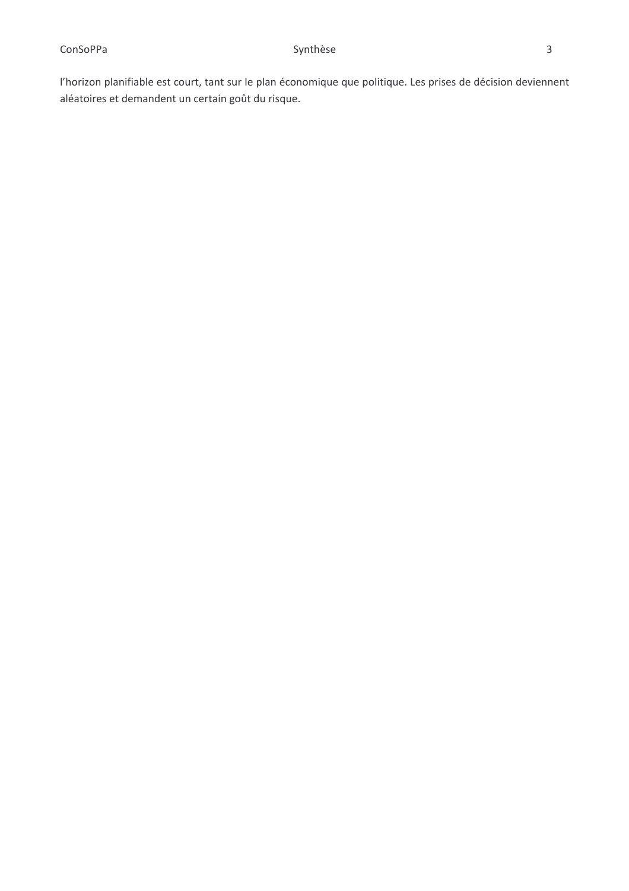l'horizon planifiable est court, tant sur le plan économique que politique. Les prises de décision deviennent aléatoires et demandent un certain goût du risque.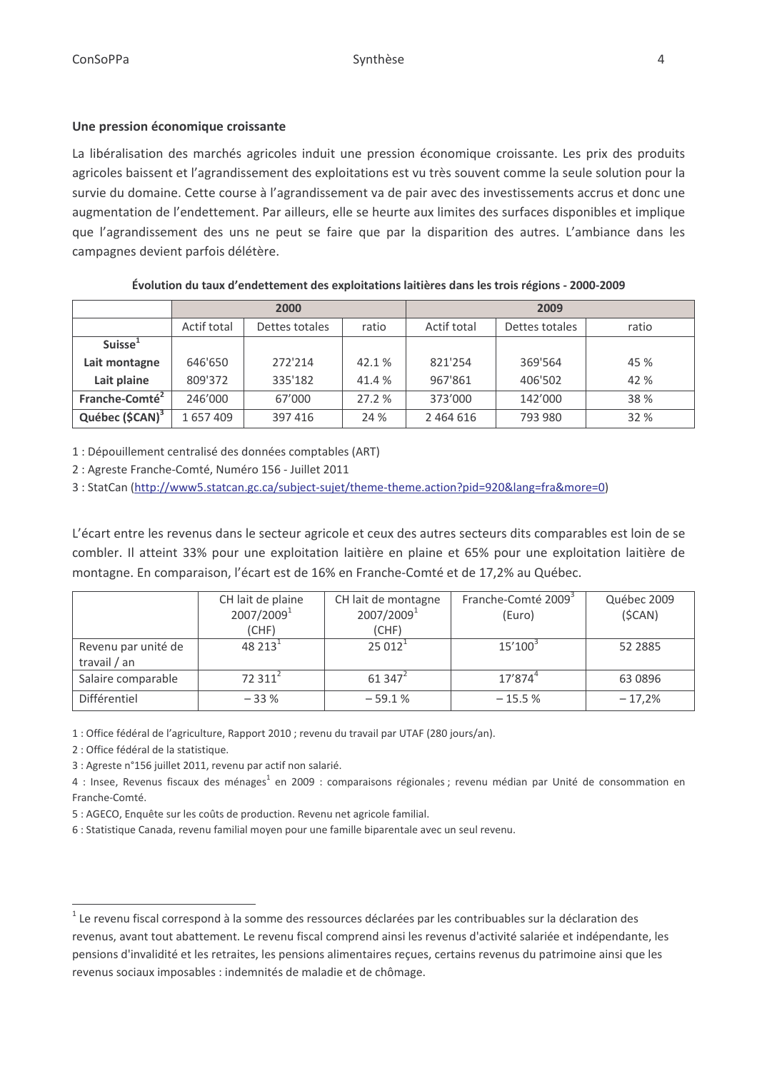### Une pression économique croissante

La libéralisation des marchés agricoles induit une pression économique croissante. Les prix des produits agricoles baissent et l'agrandissement des exploitations est vu très souvent comme la seule solution pour la survie du domaine. Cette course à l'agrandissement va de pair avec des investissements accrus et donc une augmentation de l'endettement. Par ailleurs, elle se heurte aux limites des surfaces disponibles et implique que l'agrandissement des uns ne peut se faire que par la disparition des autres. L'ambiance dans les campagnes devient parfois délétère.

**Évolution du taux d'endettement des exploitations laitières dans les trois régions - 2000-2009**

| | 2000 | | | 2009 | | |
|---|---|---|---|---|---|---|
| | Actif total | Dettes totales | ratio | Actif total | Dettes totales | ratio |
| **Suisse[1]** | | | | | | |
| **Lait montagne** | 646'650 | 272'214 | 42.1 % | 821'254 | 369'564 | 45 % |
| **Lait plaine** | 809'372 | 335'182 | 41.4 % | 967'861 | 406'502 | 42 % |
| **Franche-Comté[2]** | 246'000 | 67'000 | 27.2 % | 373'000 | 142'000 | 38 % |
| **Québec ($CAN)[3]** | 1 657 409 | 397 416 | 24 % | 2 464 616 | 793 980 | 32 % |

1 : Dépouillement centralisé des données comptables (ART)

2 : Agreste Franche-Comté, Numéro 156 - Juillet 2011

3 : StatCan (http://www5.statcan.gc.ca/subject-sujet/theme-theme.action?pid=920&lang=fra&more=0)

L'écart entre les revenus dans le secteur agricole et ceux des autres secteurs dits comparables est loin de se combler. Il atteint 33% pour une exploitation laitière en plaine et 65% pour une exploitation laitière de montagne. En comparaison, l'écart est de 16% en Franche-Comté et de 17,2% au Québec.

| | CH lait de plaine 2007/2009[1] (CHF) | CH lait de montagne 2007/2009[1] (CHF) | Franche-Comté 2009[3] (Euro) | Québec 2009 ($CAN) |
|---|---|---|---|---|
| Revenu par unité de travail / an | 48 213[1] | 25 012[1] | 15'100[3] | 52 2885 |
| Salaire comparable | 72 311[2] | 61 347[2] | 17'874[4] | 63 0896 |
| Différentiel | – 33 % | – 59.1 % | – 15.5 % | – 17,2% |

1 : Office fédéral de l'agriculture, Rapport 2010 ; revenu du travail par UTAF (280 jours/an).

2 : Office fédéral de la statistique.

3 : Agreste n°156 juillet 2011, revenu par actif non salarié.

4 : Insee, Revenus fiscaux des ménages[1] en 2009 : comparaisons régionales ; revenu médian par Unité de consommation en Franche-Comté.

5 : AGECO, Enquête sur les coûts de production. Revenu net agricole familial.

6 : Statistique Canada, revenu familial moyen pour une famille biparentale avec un seul revenu.

[1] Le revenu fiscal correspond à la somme des ressources déclarées par les contribuables sur la déclaration des revenus, avant tout abattement. Le revenu fiscal comprend ainsi les revenus d'activité salariée et indépendante, les pensions d'invalidité et les retraites, les pensions alimentaires reçues, certains revenus du patrimoine ainsi que les revenus sociaux imposables : indemnités de maladie et de chômage.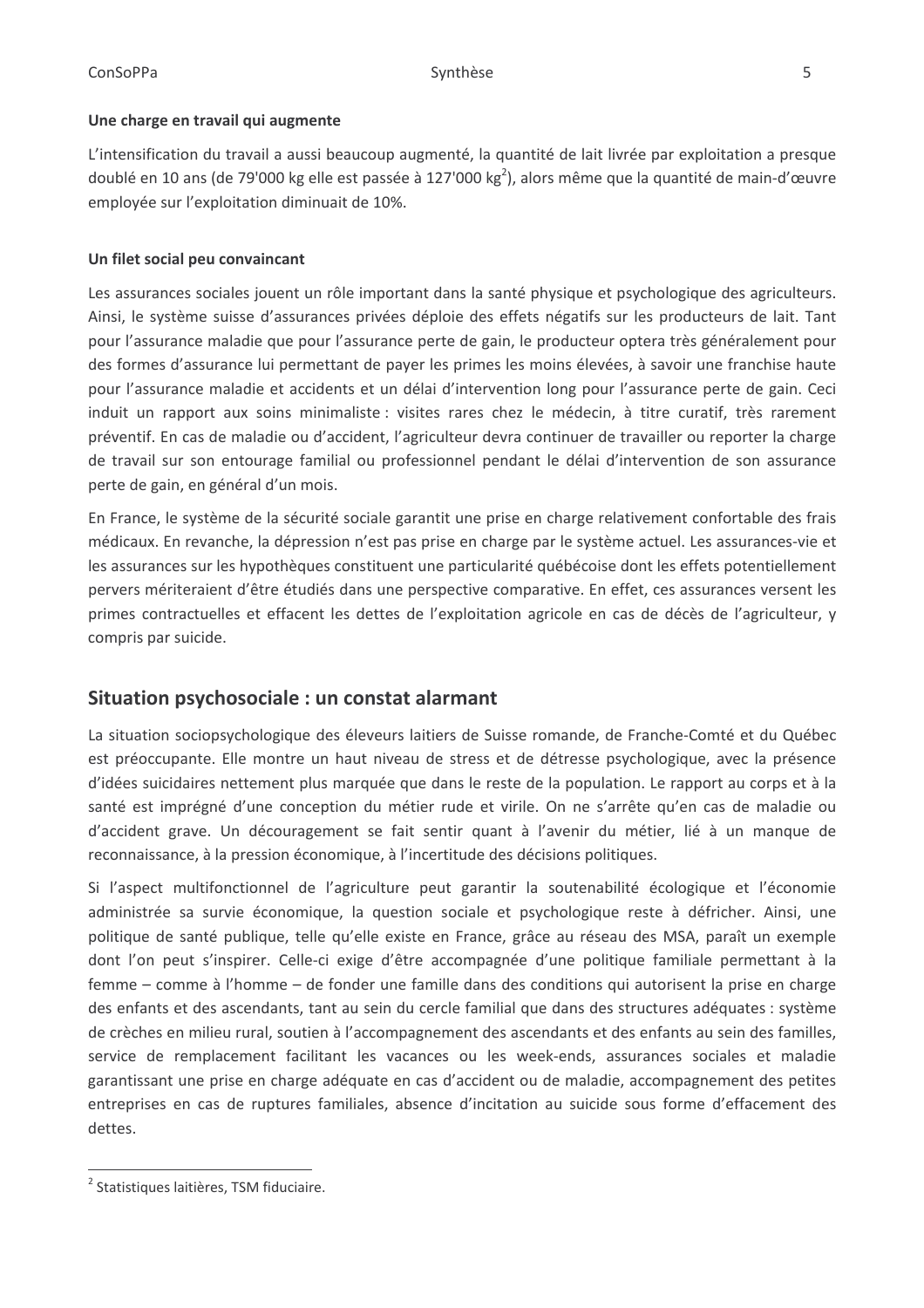**Une charge en travail qui augmente**

L'intensification du travail a aussi beaucoup augmenté, la quantité de lait livrée par exploitation a presque doublé en 10 ans (de 79'000 kg elle est passée à 127'000 kg[2]), alors même que la quantité de main-d'œuvre employée sur l'exploitation diminuait de 10%.

**Un filet social peu convaincant**

Les assurances sociales jouent un rôle important dans la santé physique et psychologique des agriculteurs. Ainsi, le système suisse d'assurances privées déploie des effets négatifs sur les producteurs de lait. Tant pour l'assurance maladie que pour l'assurance perte de gain, le producteur optera très généralement pour des formes d'assurance lui permettant de payer les primes les moins élevées, à savoir une franchise haute pour l'assurance maladie et accidents et un délai d'intervention long pour l'assurance perte de gain. Ceci induit un rapport aux soins minimaliste : visites rares chez le médecin, à titre curatif, très rarement préventif. En cas de maladie ou d'accident, l'agriculteur devra continuer de travailler ou reporter la charge de travail sur son entourage familial ou professionnel pendant le délai d'intervention de son assurance perte de gain, en général d'un mois.

En France, le système de la sécurité sociale garantit une prise en charge relativement confortable des frais médicaux. En revanche, la dépression n'est pas prise en charge par le système actuel. Les assurances-vie et les assurances sur les hypothèques constituent une particularité québécoise dont les effets potentiellement pervers mériteraient d'être étudiés dans une perspective comparative. En effet, ces assurances versent les primes contractuelles et effacent les dettes de l'exploitation agricole en cas de décès de l'agriculteur, y compris par suicide.

## Situation psychosociale : un constat alarmant

La situation sociopsychologique des éleveurs laitiers de Suisse romande, de Franche-Comté et du Québec est préoccupante. Elle montre un haut niveau de stress et de détresse psychologique, avec la présence d'idées suicidaires nettement plus marquée que dans le reste de la population. Le rapport au corps et à la santé est imprégné d'une conception du métier rude et virile. On ne s'arrête qu'en cas de maladie ou d'accident grave. Un découragement se fait sentir quant à l'avenir du métier, lié à un manque de reconnaissance, à la pression économique, à l'incertitude des décisions politiques.

Si l'aspect multifonctionnel de l'agriculture peut garantir la soutenabilité écologique et l'économie administrée sa survie économique, la question sociale et psychologique reste à défricher. Ainsi, une politique de santé publique, telle qu'elle existe en France, grâce au réseau des MSA, paraît un exemple dont l'on peut s'inspirer. Celle-ci exige d'être accompagnée d'une politique familiale permettant à la femme – comme à l'homme – de fonder une famille dans des conditions qui autorisent la prise en charge des enfants et des ascendants, tant au sein du cercle familial que dans des structures adéquates : système de crèches en milieu rural, soutien à l'accompagnement des ascendants et des enfants au sein des familles, service de remplacement facilitant les vacances ou les week-ends, assurances sociales et maladie garantissant une prise en charge adéquate en cas d'accident ou de maladie, accompagnement des petites entreprises en cas de ruptures familiales, absence d'incitation au suicide sous forme d'effacement des dettes.

---

[2] Statistiques laitières, TSM fiduciaire.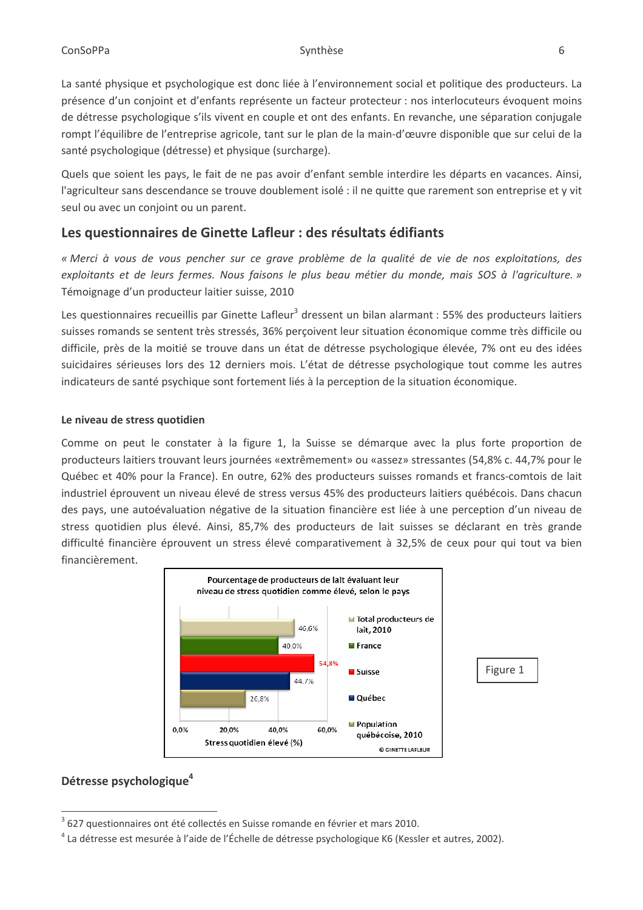La santé physique et psychologique est donc liée à l'environnement social et politique des producteurs. La présence d'un conjoint et d'enfants représente un facteur protecteur : nos interlocuteurs évoquent moins de détresse psychologique s'ils vivent en couple et ont des enfants. En revanche, une séparation conjugale rompt l'équilibre de l'entreprise agricole, tant sur le plan de la main-d'œuvre disponible que sur celui de la santé psychologique (détresse) et physique (surcharge).

Quels que soient les pays, le fait de ne pas avoir d'enfant semble interdire les départs en vacances. Ainsi, l'agriculteur sans descendance se trouve doublement isolé : il ne quitte que rarement son entreprise et y vit seul ou avec un conjoint ou un parent.

## Les questionnaires de Ginette Lafleur : des résultats édifiants

*« Merci à vous de vous pencher sur ce grave problème de la qualité de vie de nos exploitations, des exploitants et de leurs fermes. Nous faisons le plus beau métier du monde, mais SOS à l'agriculture. »*
Témoignage d'un producteur laitier suisse, 2010

Les questionnaires recueillis par Ginette Lafleur[3] dressent un bilan alarmant : 55% des producteurs laitiers suisses romands se sentent très stressés, 36% perçoivent leur situation économique comme très difficile ou difficile, près de la moitié se trouve dans un état de détresse psychologique élevée, 7% ont eu des idées suicidaires sérieuses lors des 12 derniers mois. L'état de détresse psychologique tout comme les autres indicateurs de santé psychique sont fortement liés à la perception de la situation économique.

#### Le niveau de stress quotidien

Comme on peut le constater à la figure 1, la Suisse se démarque avec la plus forte proportion de producteurs laitiers trouvant leurs journées «extrêmement» ou «assez» stressantes (54,8% c. 44,7% pour le Québec et 40% pour la France). En outre, 62% des producteurs suisses romands et francs-comtois de lait industriel éprouvent un niveau élevé de stress versus 45% des producteurs laitiers québécois. Dans chacun des pays, une autoévaluation négative de la situation financière est liée à une perception d'un niveau de stress quotidien plus élevé. Ainsi, 85,7% des producteurs de lait suisses se déclarant en très grande difficulté financière éprouvent un stress élevé comparativement à 32,5% de ceux pour qui tout va bien financièrement.

**Pourcentage de producteurs de lait évaluant leur niveau de stress quotidien comme élevé, selon le pays**

| | Stress quotidien élevé (%) |
|---|---|
| Total producteurs de lait, 2010 | 46,6% |
| France | 40,0% |
| Suisse | 54,8% |
| Québec | 44,7% |
| Population québécoise, 2010 | 26,8% |

© GINETTE LAFLEUR

Figure 1

## Détresse psychologique[4]

[3] 627 questionnaires ont été collectés en Suisse romande en février et mars 2010.

[4] La détresse est mesurée à l'aide de l'Échelle de détresse psychologique K6 (Kessler et autres, 2002).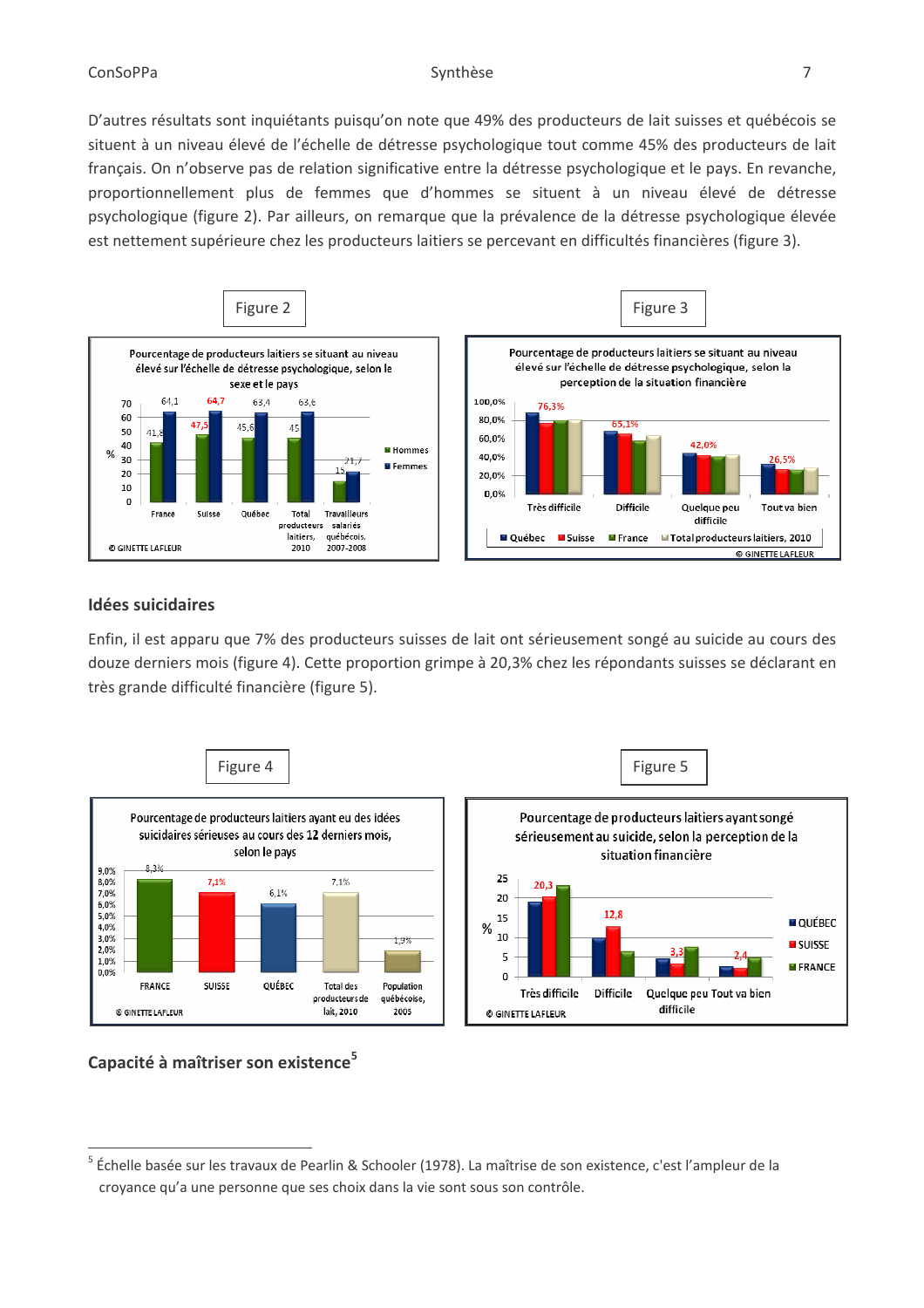D'autres résultats sont inquiétants puisqu'on note que 49% des producteurs de lait suisses et québécois se situent à un niveau élevé de l'échelle de détresse psychologique tout comme 45% des producteurs de lait français. On n'observe pas de relation significative entre la détresse psychologique et le pays. En revanche, proportionnellement plus de femmes que d'hommes se situent à un niveau élevé de détresse psychologique (figure 2). Par ailleurs, on remarque que la prévalence de la détresse psychologique élevée est nettement supérieure chez les producteurs laitiers se percevant en difficultés financières (figure 3).

Figure 2

Pourcentage de producteurs laitiers se situant au niveau élevé sur l'échelle de détresse psychologique, selon le sexe et le pays

| | France | Suisse | Québec | Total producteurs laitiers, 2010 | Travailleurs salariés québécois, 2007-2008 |
|---|---|---|---|---|---|
| Hommes | 41,8 | 47,5 | 45,6 | 45 | 15 |
| Femmes | 64,1 | 64,7 | 63,4 | 63,6 | 21,7 |

© GINETTE LAFLEUR

Figure 3

Pourcentage de producteurs laitiers se situant au niveau élevé sur l'échelle de détresse psychologique, selon la perception de la situation financière

| | Très difficile | Difficile | Quelque peu difficile | Tout va bien |
|---|---|---|---|---|
| Suisse | 76,3% | 65,1% | 42,0% | 26,5% |

(Séries : Québec, Suisse, France, Total producteurs laitiers, 2010)

© GINETTE LAFLEUR

## Idées suicidaires

Enfin, il est apparu que 7% des producteurs suisses de lait ont sérieusement songé au suicide au cours des douze derniers mois (figure 4). Cette proportion grimpe à 20,3% chez les répondants suisses se déclarant en très grande difficulté financière (figure 5).

Figure 4

Pourcentage de producteurs laitiers ayant eu des idées suicidaires sérieuses au cours des 12 derniers mois, selon le pays

| FRANCE | SUISSE | QUÉBEC | Total des producteurs de lait, 2010 | Population québécoise, 2005 |
|---|---|---|---|---|
| 8,3% | 7,1% | 6,1% | 7,1% | 1,9% |

© GINETTE LAFLEUR

Figure 5

Pourcentage de producteurs laitiers ayant songé sérieusement au suicide, selon la perception de la situation financière

| | Très difficile | Difficile | Quelque peu difficile | Tout va bien |
|---|---|---|---|---|
| SUISSE | 20,3 | 12,8 | 3,3 | 2,4 |

(Séries : QUÉBEC, SUISSE, FRANCE)

© GINETTE LAFLEUR

## Capacité à maîtriser son existence[5]

[5] Échelle basée sur les travaux de Pearlin & Schooler (1978). La maîtrise de son existence, c'est l'ampleur de la croyance qu'a une personne que ses choix dans la vie sont sous son contrôle.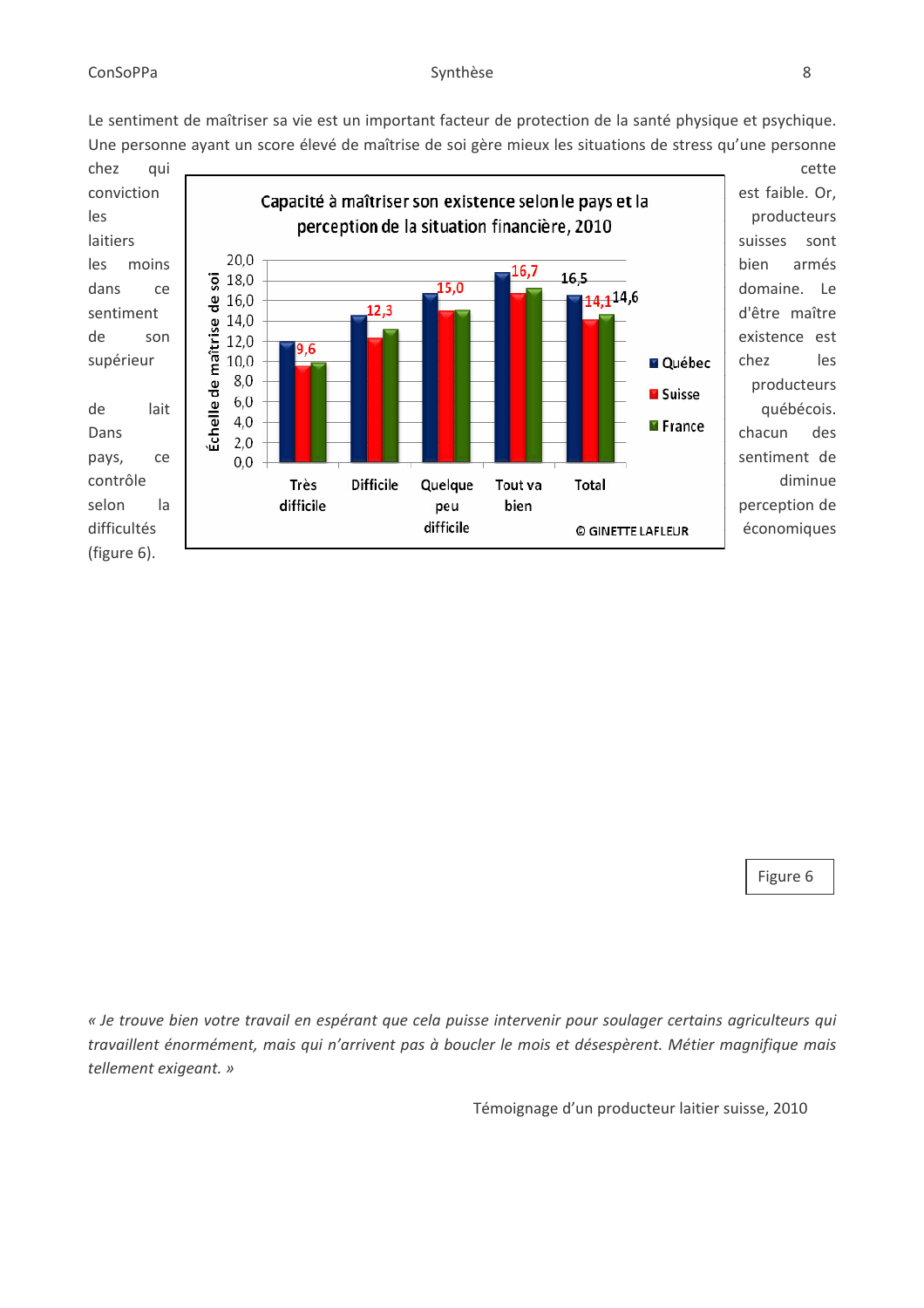Le sentiment de maîtriser sa vie est un important facteur de protection de la santé physique et psychique. Une personne ayant un score élevé de maîtrise de soi gère mieux les situations de stress qu'une personne chez qui cette conviction est faible. Or, les producteurs laitiers suisses sont les moins bien armés dans ce domaine. Le sentiment d'être maître de son existence est supérieur chez les producteurs de lait québécois. Dans chacun des pays, ce sentiment de contrôle diminue selon la perception de difficultés économiques (figure 6).

**Capacité à maîtriser son existence selon le pays et la perception de la situation financière, 2010**

| | Très difficile | Difficile | Quelque peu difficile | Tout va bien | Total |
|---|---|---|---|---|---|
| Québec | | | | | 16,5 |
| Suisse | 9,6 | 12,3 | 15,0 | 16,7 | 14,1 |
| France | | | | | 14,6 |

Échelle de maîtrise de soi (0,0 – 20,0)

© GINETTE LAFLEUR

Figure 6

*« Je trouve bien votre travail en espérant que cela puisse intervenir pour soulager certains agriculteurs qui travaillent énormément, mais qui n'arrivent pas à boucler le mois et désespèrent. Métier magnifique mais tellement exigeant. »*

Témoignage d'un producteur laitier suisse, 2010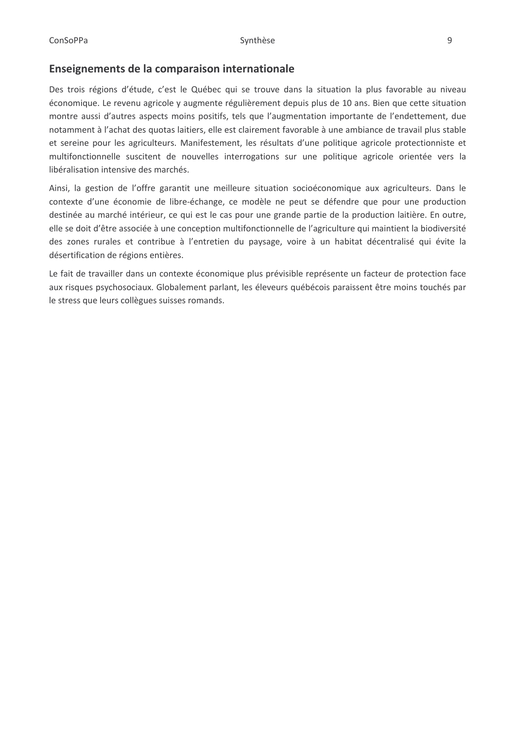## Enseignements de la comparaison internationale

Des trois régions d'étude, c'est le Québec qui se trouve dans la situation la plus favorable au niveau économique. Le revenu agricole y augmente régulièrement depuis plus de 10 ans. Bien que cette situation montre aussi d'autres aspects moins positifs, tels que l'augmentation importante de l'endettement, due notamment à l'achat des quotas laitiers, elle est clairement favorable à une ambiance de travail plus stable et sereine pour les agriculteurs. Manifestement, les résultats d'une politique agricole protectionniste et multifonctionnelle suscitent de nouvelles interrogations sur une politique agricole orientée vers la libéralisation intensive des marchés.

Ainsi, la gestion de l'offre garantit une meilleure situation socioéconomique aux agriculteurs. Dans le contexte d'une économie de libre-échange, ce modèle ne peut se défendre que pour une production destinée au marché intérieur, ce qui est le cas pour une grande partie de la production laitière. En outre, elle se doit d'être associée à une conception multifonctionnelle de l'agriculture qui maintient la biodiversité des zones rurales et contribue à l'entretien du paysage, voire à un habitat décentralisé qui évite la désertification de régions entières.

Le fait de travailler dans un contexte économique plus prévisible représente un facteur de protection face aux risques psychosociaux. Globalement parlant, les éleveurs québécois paraissent être moins touchés par le stress que leurs collègues suisses romands.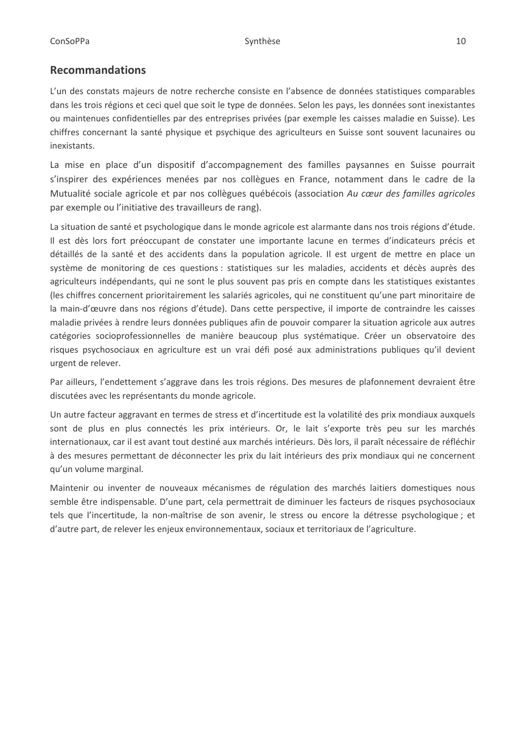## Recommandations

L'un des constats majeurs de notre recherche consiste en l'absence de données statistiques comparables dans les trois régions et ceci quel que soit le type de données. Selon les pays, les données sont inexistantes ou maintenues confidentielles par des entreprises privées (par exemple les caisses maladie en Suisse). Les chiffres concernant la santé physique et psychique des agriculteurs en Suisse sont souvent lacunaires ou inexistants.

La mise en place d'un dispositif d'accompagnement des familles paysannes en Suisse pourrait s'inspirer des expériences menées par nos collègues en France, notamment dans le cadre de la Mutualité sociale agricole et par nos collègues québécois (association *Au cœur des familles agricoles* par exemple ou l'initiative des travailleurs de rang).

La situation de santé et psychologique dans le monde agricole est alarmante dans nos trois régions d'étude. Il est dès lors fort préoccupant de constater une importante lacune en termes d'indicateurs précis et détaillés de la santé et des accidents dans la population agricole. Il est urgent de mettre en place un système de monitoring de ces questions : statistiques sur les maladies, accidents et décès auprès des agriculteurs indépendants, qui ne sont le plus souvent pas pris en compte dans les statistiques existantes (les chiffres concernent prioritairement les salariés agricoles, qui ne constituent qu'une part minoritaire de la main-d'œuvre dans nos régions d'étude). Dans cette perspective, il importe de contraindre les caisses maladie privées à rendre leurs données publiques afin de pouvoir comparer la situation agricole aux autres catégories socioprofessionnelles de manière beaucoup plus systématique. Créer un observatoire des risques psychosociaux en agriculture est un vrai défi posé aux administrations publiques qu'il devient urgent de relever.

Par ailleurs, l'endettement s'aggrave dans les trois régions. Des mesures de plafonnement devraient être discutées avec les représentants du monde agricole.

Un autre facteur aggravant en termes de stress et d'incertitude est la volatilité des prix mondiaux auxquels sont de plus en plus connectés les prix intérieurs. Or, le lait s'exporte très peu sur les marchés internationaux, car il est avant tout destiné aux marchés intérieurs. Dès lors, il paraît nécessaire de réfléchir à des mesures permettant de déconnecter les prix du lait intérieurs des prix mondiaux qui ne concernent qu'un volume marginal.

Maintenir ou inventer de nouveaux mécanismes de régulation des marchés laitiers domestiques nous semble être indispensable. D'une part, cela permettrait de diminuer les facteurs de risques psychosociaux tels que l'incertitude, la non-maîtrise de son avenir, le stress ou encore la détresse psychologique ; et d'autre part, de relever les enjeux environnementaux, sociaux et territoriaux de l'agriculture.